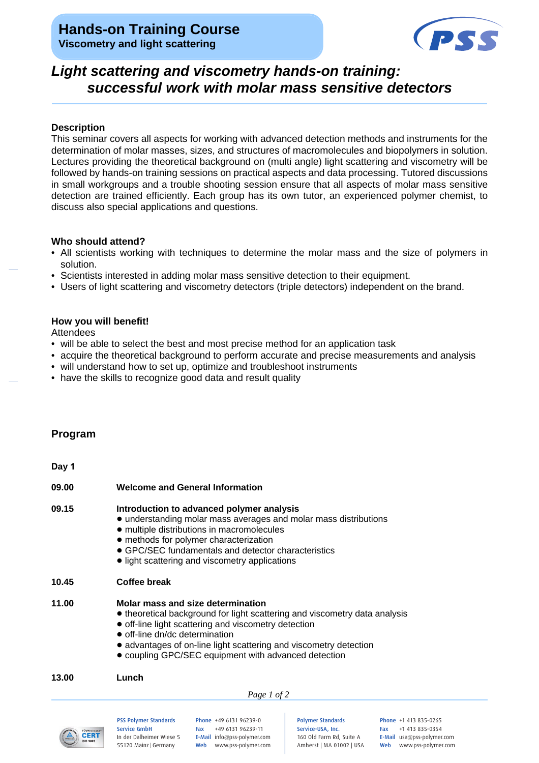# Hands-on Training Course

**Viscometry and light scattering**

## *Light scattering and viscometry hands-on training: successful work with molar mass sensitive detectors*

### Description

This seminar covers all aspects for working with advanced detection methods and instruments for the determination of molar masses, sizes, and structures of macromolecules and biopolymers in solution. Lectures providing the theoretical background on (multi angle) light scattering and viscometry will be followed by hands-on training sessions on practical aspects and data processing. Tutored discussions in small workgroups and a trouble shooting session ensure that all aspects of molar mass sensitive detection are trained efficiently. Each group has its own tutor, an experienced polymer chemist, to discuss also special applications and questions.

### Who should attend?

- All scientists working with techniques to determine the molar mass and the size of polymers in solution.
- Scientists interested in adding molar mass sensitive detection to their equipment.
- Users of light scattering and viscometry detectors (triple detectors) independent on the brand.

### How you will benefit!

Attendees

- will be able to select the best and most precise method for an application task
- acquire the theoretical background to perform accurate and precise measurements and analysis
- will understand how to set up, optimize and troubleshoot instruments
- have the skills to recognize good data and result quality

## Program

**Day 1**

**09.00** **Welcome and General Information**

**09.15** **Introduction to advanced polymer analysis**
- understanding molar mass averages and molar mass distributions
- multiple distributions in macromolecules
- methods for polymer characterization
- GPC/SEC fundamentals and detector characteristics
- light scattering and viscometry applications

**10.45** **Coffee break**

**11.00** **Molar mass and size determination**
- theoretical background for light scattering and viscometry data analysis
- off-line light scattering and viscometry detection
- off-line dn/dc determination
- advantages of on-line light scattering and viscometry detection
- coupling GPC/SEC equipment with advanced detection

**13.00** **Lunch**

PSS Polymer Standards Service GmbH
In der Dalheimer Wiese 5
55120 Mainz | Germany
Phone +49 6131 96239-0
Fax +49 6131 96239-11
E-Mail info@pss-polymer.com
Web www.pss-polymer.com

Polymer Standards Service-USA, Inc.
160 Old Farm Rd, Suite A
Amherst | MA 01002 | USA
Phone +1 413 835-0265
Fax +1 413 835-0354
E-Mail usa@pss-polymer.com
Web www.pss-polymer.com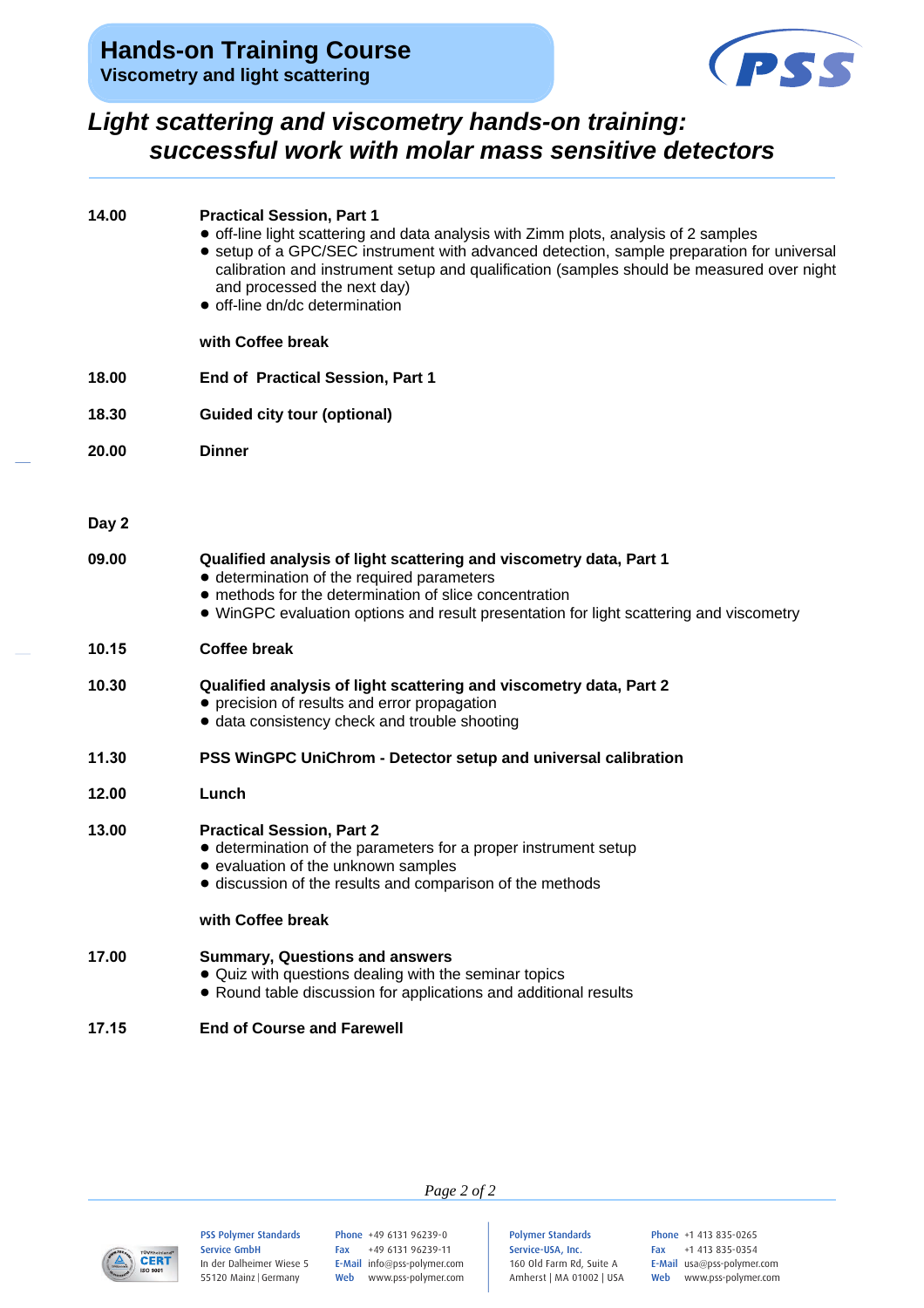**Hands-on Training Course**
**Viscometry and light scattering**

# *Light scattering and viscometry hands-on training: successful work with molar mass sensitive detectors*

**14.00** — **Practical Session, Part 1**

- off-line light scattering and data analysis with Zimm plots, analysis of 2 samples
- setup of a GPC/SEC instrument with advanced detection, sample preparation for universal calibration and instrument setup and qualification (samples should be measured over night and processed the next day)
- off-line dn/dc determination

**with Coffee break**

**18.00** — **End of Practical Session, Part 1**

**18.30** — **Guided city tour (optional)**

**20.00** — **Dinner**

## Day 2

**09.00** — **Qualified analysis of light scattering and viscometry data, Part 1**

- determination of the required parameters
- methods for the determination of slice concentration
- WinGPC evaluation options and result presentation for light scattering and viscometry

**10.15** — **Coffee break**

**10.30** — **Qualified analysis of light scattering and viscometry data, Part 2**

- precision of results and error propagation
- data consistency check and trouble shooting

**11.30** — **PSS WinGPC UniChrom - Detector setup and universal calibration**

**12.00** — **Lunch**

**13.00** — **Practical Session, Part 2**

- determination of the parameters for a proper instrument setup
- evaluation of the unknown samples
- discussion of the results and comparison of the methods

**with Coffee break**

**17.00** — **Summary, Questions and answers**

- Quiz with questions dealing with the seminar topics
- Round table discussion for applications and additional results

**17.15** — **End of Course and Farewell**

PSS Polymer Standards Service GmbH
In der Dalheimer Wiese 5
55120 Mainz | Germany
Phone +49 6131 96239-0
Fax +49 6131 96239-11
E-Mail info@pss-polymer.com
Web www.pss-polymer.com

Polymer Standards Service-USA, Inc.
160 Old Farm Rd, Suite A
Amherst | MA 01002 | USA
Phone +1 413 835-0265
Fax +1 413 835-0354
E-Mail usa@pss-polymer.com
Web www.pss-polymer.com